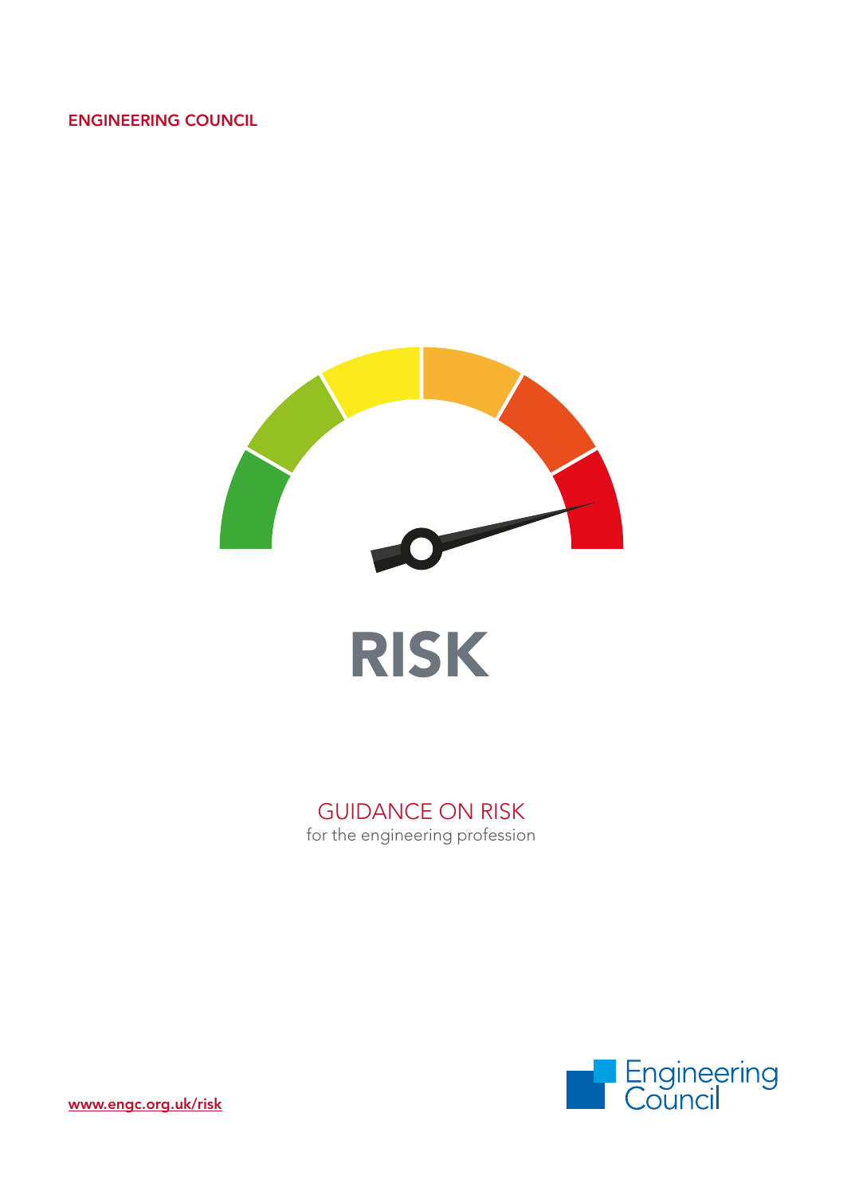ENGINEERING COUNCIL

# RISK

## GUIDANCE ON RISK

for the engineering profession

Engineering Council

www.engc.org.uk/risk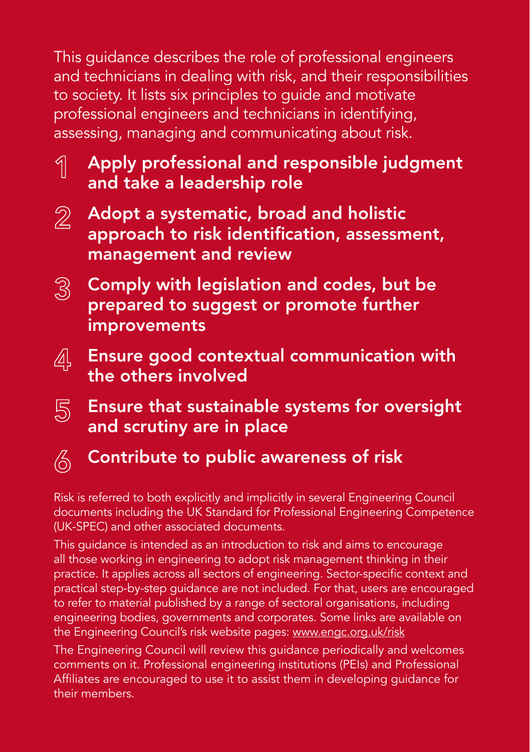This guidance describes the role of professional engineers and technicians in dealing with risk, and their responsibilities to society. It lists six principles to guide and motivate professional engineers and technicians in identifying, assessing, managing and communicating about risk.

1. **Apply professional and responsible judgment and take a leadership role**
2. **Adopt a systematic, broad and holistic approach to risk identification, assessment, management and review**
3. **Comply with legislation and codes, but be prepared to suggest or promote further improvements**
4. **Ensure good contextual communication with the others involved**
5. **Ensure that sustainable systems for oversight and scrutiny are in place**
6. **Contribute to public awareness of risk**

Risk is referred to both explicitly and implicitly in several Engineering Council documents including the UK Standard for Professional Engineering Competence (UK-SPEC) and other associated documents.

This guidance is intended as an introduction to risk and aims to encourage all those working in engineering to adopt risk management thinking in their practice. It applies across all sectors of engineering. Sector-specific context and practical step-by-step guidance are not included. For that, users are encouraged to refer to material published by a range of sectoral organisations, including engineering bodies, governments and corporates. Some links are available on the Engineering Council's risk website pages: www.engc.org.uk/risk

The Engineering Council will review this guidance periodically and welcomes comments on it. Professional engineering institutions (PEIs) and Professional Affiliates are encouraged to use it to assist them in developing guidance for their members.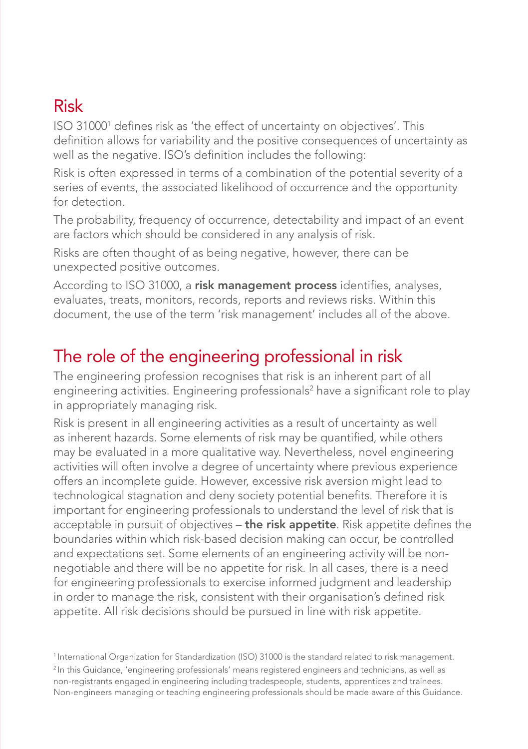## Risk

ISO 31000[1] defines risk as 'the effect of uncertainty on objectives'. This definition allows for variability and the positive consequences of uncertainty as well as the negative. ISO's definition includes the following:

Risk is often expressed in terms of a combination of the potential severity of a series of events, the associated likelihood of occurrence and the opportunity for detection.

The probability, frequency of occurrence, detectability and impact of an event are factors which should be considered in any analysis of risk.

Risks are often thought of as being negative, however, there can be unexpected positive outcomes.

According to ISO 31000, a **risk management process** identifies, analyses, evaluates, treats, monitors, records, reports and reviews risks. Within this document, the use of the term 'risk management' includes all of the above.

## The role of the engineering professional in risk

The engineering profession recognises that risk is an inherent part of all engineering activities. Engineering professionals[2] have a significant role to play in appropriately managing risk.

Risk is present in all engineering activities as a result of uncertainty as well as inherent hazards. Some elements of risk may be quantified, while others may be evaluated in a more qualitative way. Nevertheless, novel engineering activities will often involve a degree of uncertainty where previous experience offers an incomplete guide. However, excessive risk aversion might lead to technological stagnation and deny society potential benefits. Therefore it is important for engineering professionals to understand the level of risk that is acceptable in pursuit of objectives – **the risk appetite**. Risk appetite defines the boundaries within which risk-based decision making can occur, be controlled and expectations set. Some elements of an engineering activity will be non-negotiable and there will be no appetite for risk. In all cases, there is a need for engineering professionals to exercise informed judgment and leadership in order to manage the risk, consistent with their organisation's defined risk appetite. All risk decisions should be pursued in line with risk appetite.

[1] International Organization for Standardization (ISO) 31000 is the standard related to risk management.

[2] In this Guidance, 'engineering professionals' means registered engineers and technicians, as well as non-registrants engaged in engineering including tradespeople, students, apprentices and trainees. Non-engineers managing or teaching engineering professionals should be made aware of this Guidance.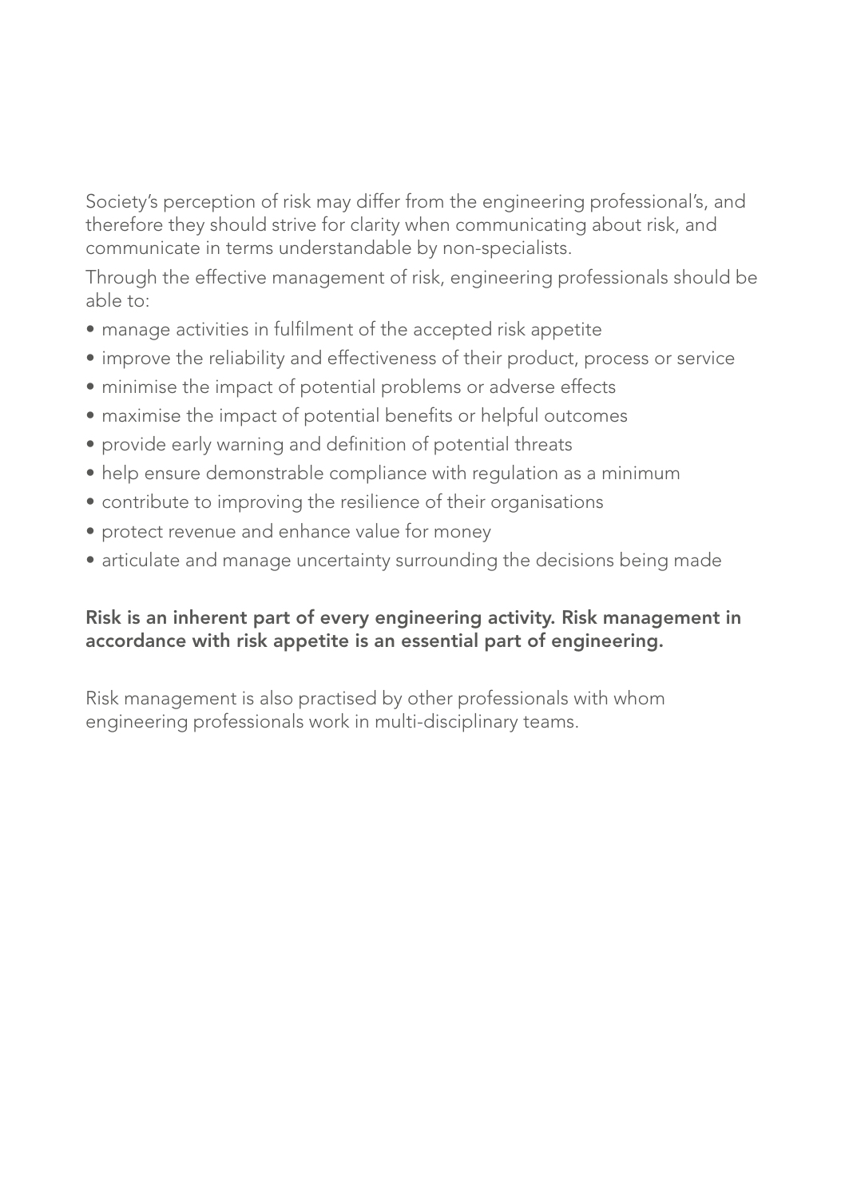Society's perception of risk may differ from the engineering professional's, and therefore they should strive for clarity when communicating about risk, and communicate in terms understandable by non-specialists.

Through the effective management of risk, engineering professionals should be able to:

- manage activities in fulfilment of the accepted risk appetite
- improve the reliability and effectiveness of their product, process or service
- minimise the impact of potential problems or adverse effects
- maximise the impact of potential benefits or helpful outcomes
- provide early warning and definition of potential threats
- help ensure demonstrable compliance with regulation as a minimum
- contribute to improving the resilience of their organisations
- protect revenue and enhance value for money
- articulate and manage uncertainty surrounding the decisions being made

**Risk is an inherent part of every engineering activity. Risk management in accordance with risk appetite is an essential part of engineering.**

Risk management is also practised by other professionals with whom engineering professionals work in multi-disciplinary teams.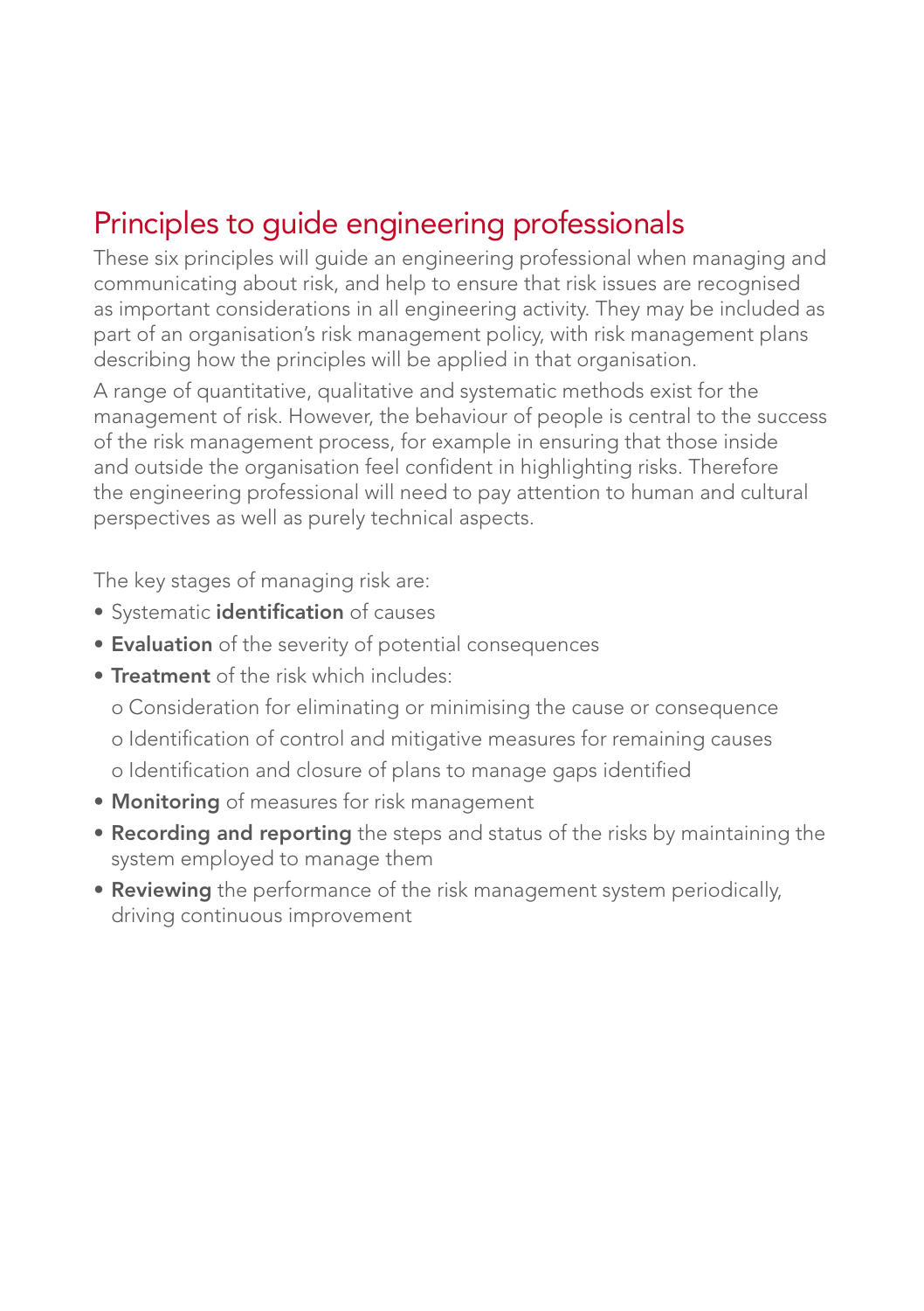## Principles to guide engineering professionals

These six principles will guide an engineering professional when managing and communicating about risk, and help to ensure that risk issues are recognised as important considerations in all engineering activity. They may be included as part of an organisation's risk management policy, with risk management plans describing how the principles will be applied in that organisation.

A range of quantitative, qualitative and systematic methods exist for the management of risk. However, the behaviour of people is central to the success of the risk management process, for example in ensuring that those inside and outside the organisation feel confident in highlighting risks. Therefore the engineering professional will need to pay attention to human and cultural perspectives as well as purely technical aspects.

The key stages of managing risk are:

- Systematic **identification** of causes
- **Evaluation** of the severity of potential consequences
- **Treatment** of the risk which includes:
  - Consideration for eliminating or minimising the cause or consequence
  - Identification of control and mitigative measures for remaining causes
  - Identification and closure of plans to manage gaps identified
- **Monitoring** of measures for risk management
- **Recording and reporting** the steps and status of the risks by maintaining the system employed to manage them
- **Reviewing** the performance of the risk management system periodically, driving continuous improvement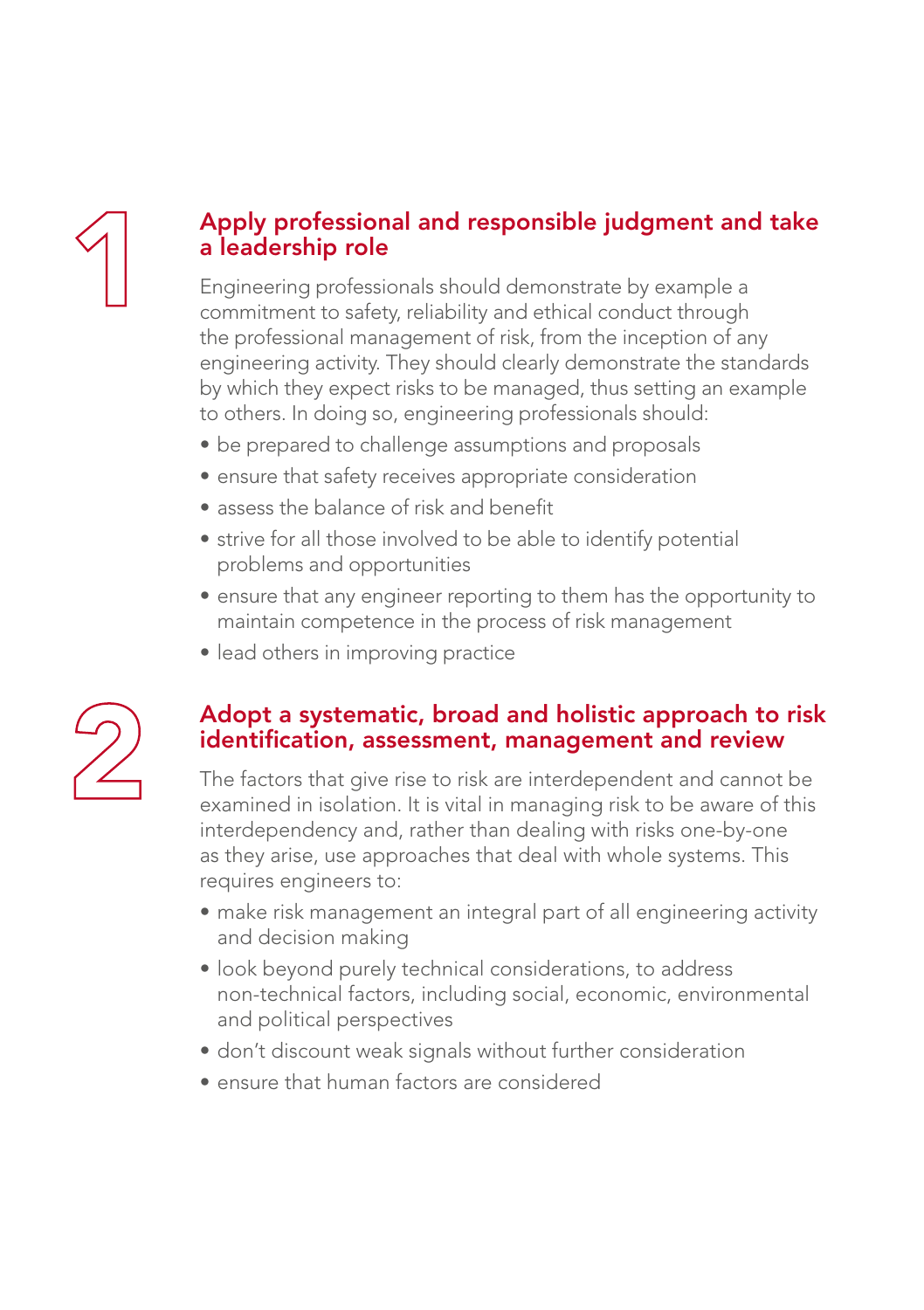## 1 Apply professional and responsible judgment and take a leadership role

Engineering professionals should demonstrate by example a commitment to safety, reliability and ethical conduct through the professional management of risk, from the inception of any engineering activity. They should clearly demonstrate the standards by which they expect risks to be managed, thus setting an example to others. In doing so, engineering professionals should:

- be prepared to challenge assumptions and proposals
- ensure that safety receives appropriate consideration
- assess the balance of risk and benefit
- strive for all those involved to be able to identify potential problems and opportunities
- ensure that any engineer reporting to them has the opportunity to maintain competence in the process of risk management
- lead others in improving practice

## 2 Adopt a systematic, broad and holistic approach to risk identification, assessment, management and review

The factors that give rise to risk are interdependent and cannot be examined in isolation. It is vital in managing risk to be aware of this interdependency and, rather than dealing with risks one-by-one as they arise, use approaches that deal with whole systems. This requires engineers to:

- make risk management an integral part of all engineering activity and decision making
- look beyond purely technical considerations, to address non-technical factors, including social, economic, environmental and political perspectives
- don't discount weak signals without further consideration
- ensure that human factors are considered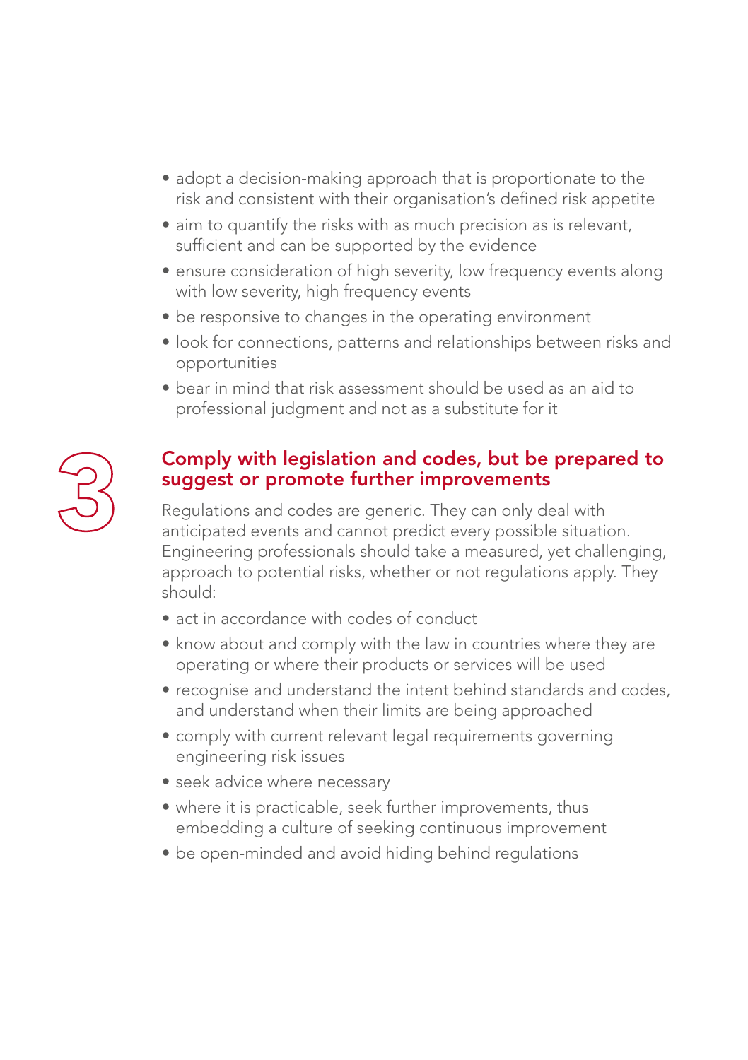- adopt a decision-making approach that is proportionate to the risk and consistent with their organisation's defined risk appetite
- aim to quantify the risks with as much precision as is relevant, sufficient and can be supported by the evidence
- ensure consideration of high severity, low frequency events along with low severity, high frequency events
- be responsive to changes in the operating environment
- look for connections, patterns and relationships between risks and opportunities
- bear in mind that risk assessment should be used as an aid to professional judgment and not as a substitute for it

## 3 Comply with legislation and codes, but be prepared to suggest or promote further improvements

Regulations and codes are generic. They can only deal with anticipated events and cannot predict every possible situation. Engineering professionals should take a measured, yet challenging, approach to potential risks, whether or not regulations apply. They should:

- act in accordance with codes of conduct
- know about and comply with the law in countries where they are operating or where their products or services will be used
- recognise and understand the intent behind standards and codes, and understand when their limits are being approached
- comply with current relevant legal requirements governing engineering risk issues
- seek advice where necessary
- where it is practicable, seek further improvements, thus embedding a culture of seeking continuous improvement
- be open-minded and avoid hiding behind regulations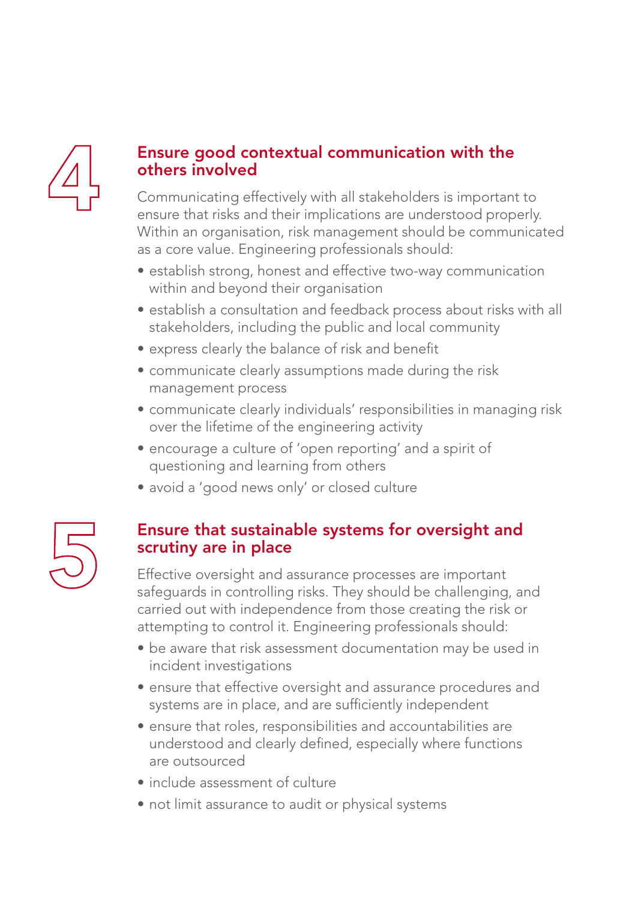## 4 Ensure good contextual communication with the others involved

Communicating effectively with all stakeholders is important to ensure that risks and their implications are understood properly. Within an organisation, risk management should be communicated as a core value. Engineering professionals should:

- establish strong, honest and effective two-way communication within and beyond their organisation
- establish a consultation and feedback process about risks with all stakeholders, including the public and local community
- express clearly the balance of risk and benefit
- communicate clearly assumptions made during the risk management process
- communicate clearly individuals' responsibilities in managing risk over the lifetime of the engineering activity
- encourage a culture of 'open reporting' and a spirit of questioning and learning from others
- avoid a 'good news only' or closed culture

## 5 Ensure that sustainable systems for oversight and scrutiny are in place

Effective oversight and assurance processes are important safeguards in controlling risks. They should be challenging, and carried out with independence from those creating the risk or attempting to control it. Engineering professionals should:

- be aware that risk assessment documentation may be used in incident investigations
- ensure that effective oversight and assurance procedures and systems are in place, and are sufficiently independent
- ensure that roles, responsibilities and accountabilities are understood and clearly defined, especially where functions are outsourced
- include assessment of culture
- not limit assurance to audit or physical systems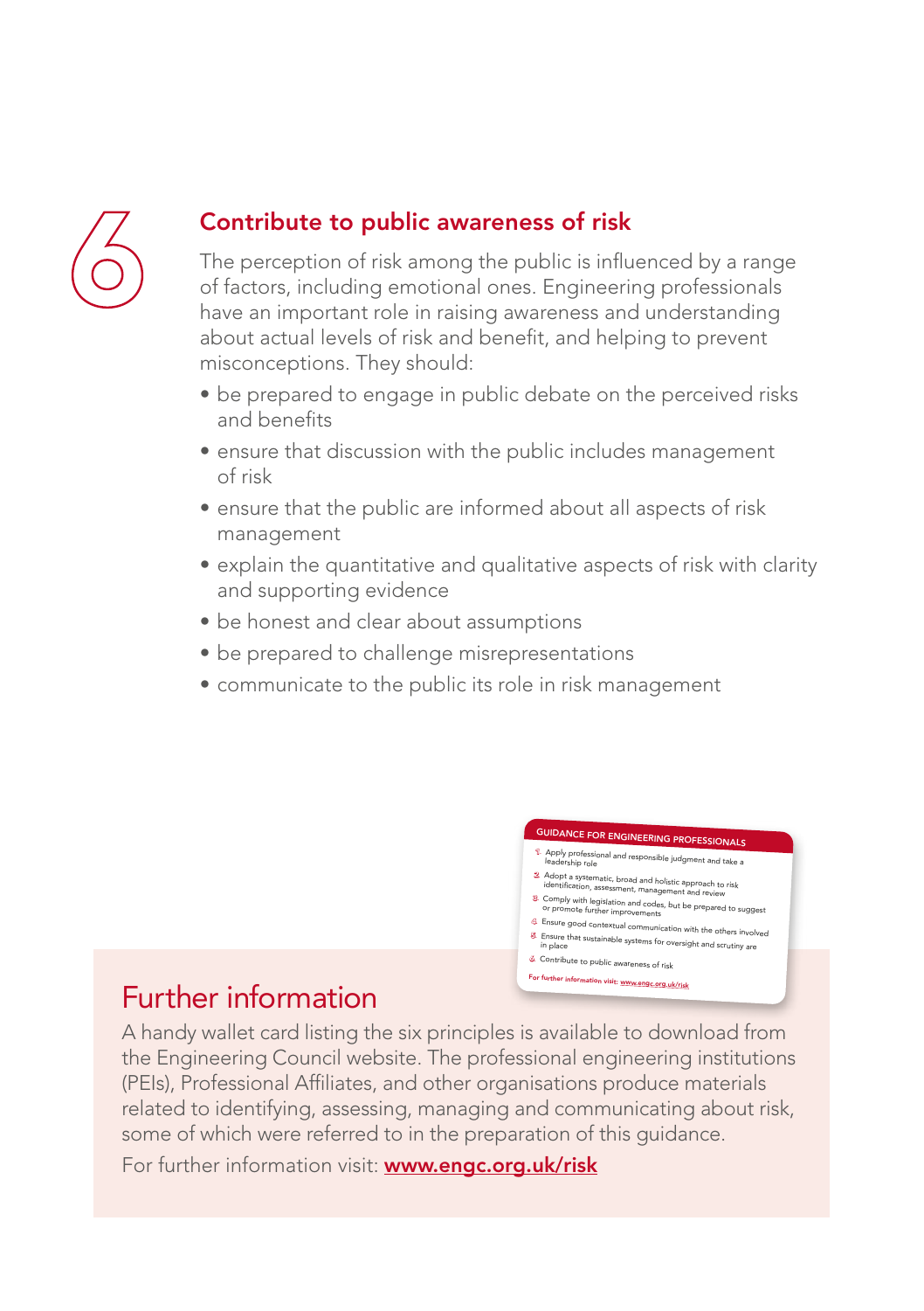## 6 Contribute to public awareness of risk

The perception of risk among the public is influenced by a range of factors, including emotional ones. Engineering professionals have an important role in raising awareness and understanding about actual levels of risk and benefit, and helping to prevent misconceptions. They should:

- be prepared to engage in public debate on the perceived risks and benefits
- ensure that discussion with the public includes management of risk
- ensure that the public are informed about all aspects of risk management
- explain the quantitative and qualitative aspects of risk with clarity and supporting evidence
- be honest and clear about assumptions
- be prepared to challenge misrepresentations
- communicate to the public its role in risk management

**GUIDANCE FOR ENGINEERING PROFESSIONALS**

1. Apply professional and responsible judgment and take a leadership role
2. Adopt a systematic, broad and holistic approach to risk identification, assessment, management and review
3. Comply with legislation and codes, but be prepared to suggest or promote further improvements
4. Ensure good contextual communication with the others involved
5. Ensure that sustainable systems for oversight and scrutiny are in place
6. Contribute to public awareness of risk

For further information visit: www.engc.org.uk/risk

## Further information

A handy wallet card listing the six principles is available to download from the Engineering Council website. The professional engineering institutions (PEIs), Professional Affiliates, and other organisations produce materials related to identifying, assessing, managing and communicating about risk, some of which were referred to in the preparation of this guidance.

For further information visit: **www.engc.org.uk/risk**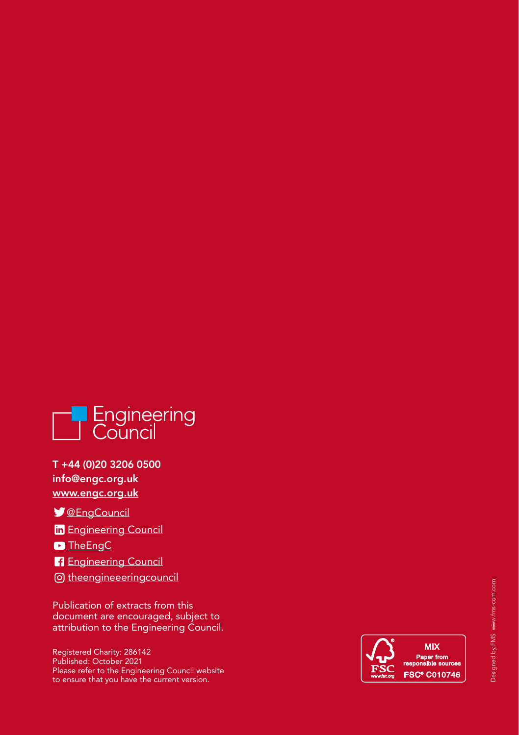Engineering Council

**T +44 (0)20 3206 0500**
**info@engc.org.uk**
**www.engc.org.uk**

@EngCouncil
Engineering Council
TheEngC
Engineering Council
theengineeeringcouncil

Publication of extracts from this document are encouraged, subject to attribution to the Engineering Council.

Registered Charity: 286142
Published: October 2021
Please refer to the Engineering Council website to ensure that you have the current version.

FSC
www.fsc.org
MIX
Paper from responsible sources
FSC® C010746

Designed by FMS www.fms-com.com